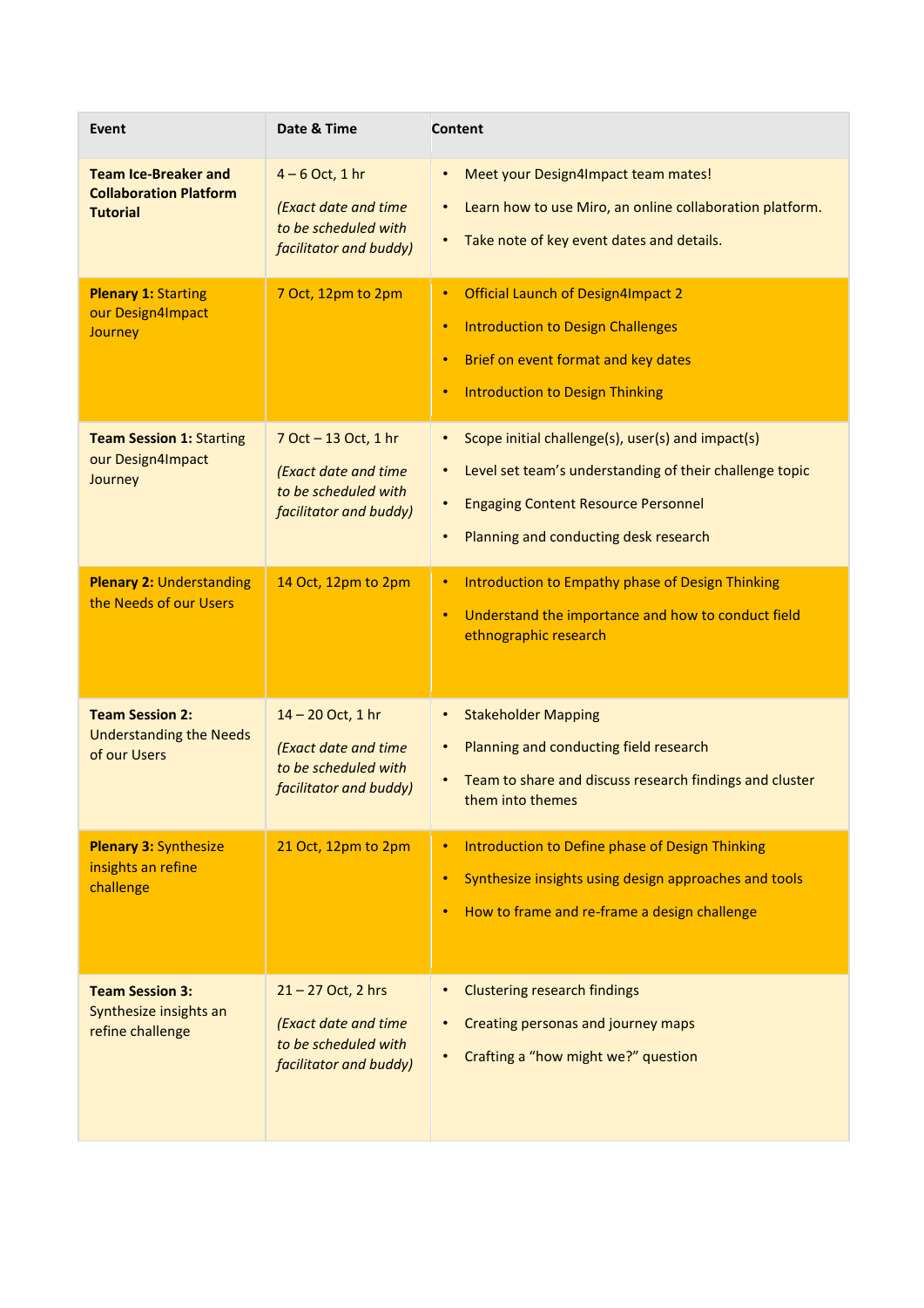| Event | Date & Time | Content |
| --- | --- | --- |
| **Team Ice-Breaker and Collaboration Platform Tutorial** | 4 – 6 Oct, 1 hr<br>*(Exact date and time to be scheduled with facilitator and buddy)* | • Meet your Design4Impact team mates!<br>• Learn how to use Miro, an online collaboration platform.<br>• Take note of key event dates and details. |
| **Plenary 1:** Starting our Design4Impact Journey | 7 Oct, 12pm to 2pm | • Official Launch of Design4Impact 2<br>• Introduction to Design Challenges<br>• Brief on event format and key dates<br>• Introduction to Design Thinking |
| **Team Session 1:** Starting our Design4Impact Journey | 7 Oct – 13 Oct, 1 hr<br>*(Exact date and time to be scheduled with facilitator and buddy)* | • Scope initial challenge(s), user(s) and impact(s)<br>• Level set team's understanding of their challenge topic<br>• Engaging Content Resource Personnel<br>• Planning and conducting desk research |
| **Plenary 2:** Understanding the Needs of our Users | 14 Oct, 12pm to 2pm | • Introduction to Empathy phase of Design Thinking<br>• Understand the importance and how to conduct field ethnographic research |
| **Team Session 2:** Understanding the Needs of our Users | 14 – 20 Oct, 1 hr<br>*(Exact date and time to be scheduled with facilitator and buddy)* | • Stakeholder Mapping<br>• Planning and conducting field research<br>• Team to share and discuss research findings and cluster them into themes |
| **Plenary 3:** Synthesize insights an refine challenge | 21 Oct, 12pm to 2pm | • Introduction to Define phase of Design Thinking<br>• Synthesize insights using design approaches and tools<br>• How to frame and re-frame a design challenge |
| **Team Session 3:** Synthesize insights an refine challenge | 21 – 27 Oct, 2 hrs<br>*(Exact date and time to be scheduled with facilitator and buddy)* | • Clustering research findings<br>• Creating personas and journey maps<br>• Crafting a "how might we?" question |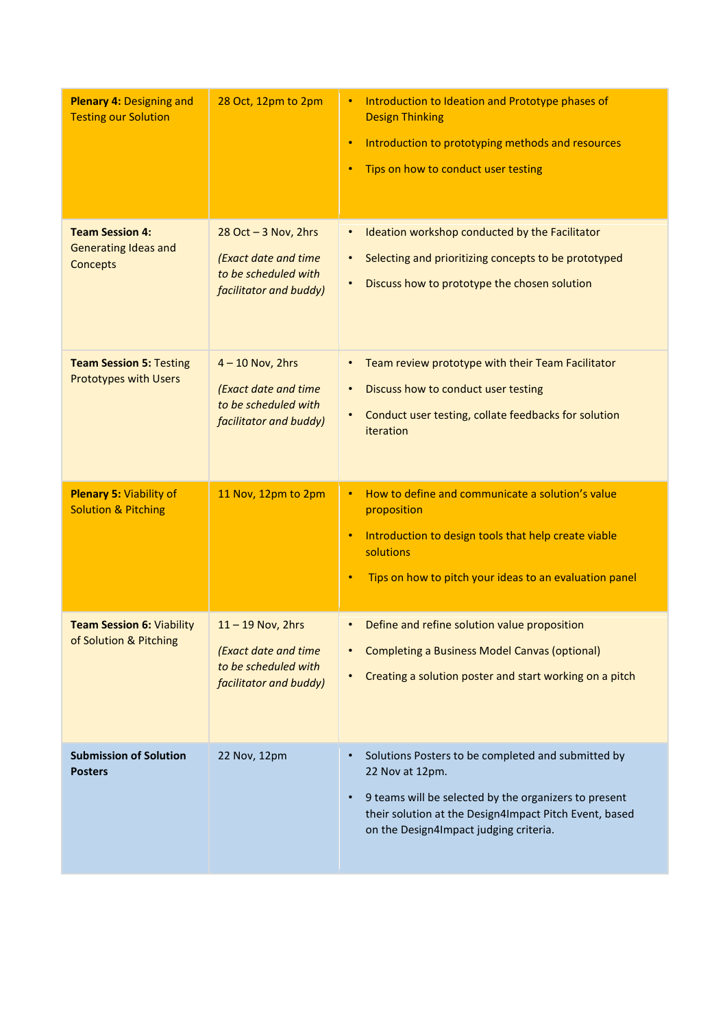| | | |
|---|---|---|
| **Plenary 4:** Designing and Testing our Solution | 28 Oct, 12pm to 2pm | • Introduction to Ideation and Prototype phases of Design Thinking<br>• Introduction to prototyping methods and resources<br>• Tips on how to conduct user testing |
| **Team Session 4:** Generating Ideas and Concepts | 28 Oct – 3 Nov, 2hrs<br>*(Exact date and time to be scheduled with facilitator and buddy)* | • Ideation workshop conducted by the Facilitator<br>• Selecting and prioritizing concepts to be prototyped<br>• Discuss how to prototype the chosen solution |
| **Team Session 5:** Testing Prototypes with Users | 4 – 10 Nov, 2hrs<br>*(Exact date and time to be scheduled with facilitator and buddy)* | • Team review prototype with their Team Facilitator<br>• Discuss how to conduct user testing<br>• Conduct user testing, collate feedbacks for solution iteration |
| **Plenary 5:** Viability of Solution & Pitching | 11 Nov, 12pm to 2pm | • How to define and communicate a solution's value proposition<br>• Introduction to design tools that help create viable solutions<br>• Tips on how to pitch your ideas to an evaluation panel |
| **Team Session 6:** Viability of Solution & Pitching | 11 – 19 Nov, 2hrs<br>*(Exact date and time to be scheduled with facilitator and buddy)* | • Define and refine solution value proposition<br>• Completing a Business Model Canvas (optional)<br>• Creating a solution poster and start working on a pitch |
| **Submission of Solution Posters** | 22 Nov, 12pm | • Solutions Posters to be completed and submitted by 22 Nov at 12pm.<br>• 9 teams will be selected by the organizers to present their solution at the Design4Impact Pitch Event, based on the Design4Impact judging criteria. |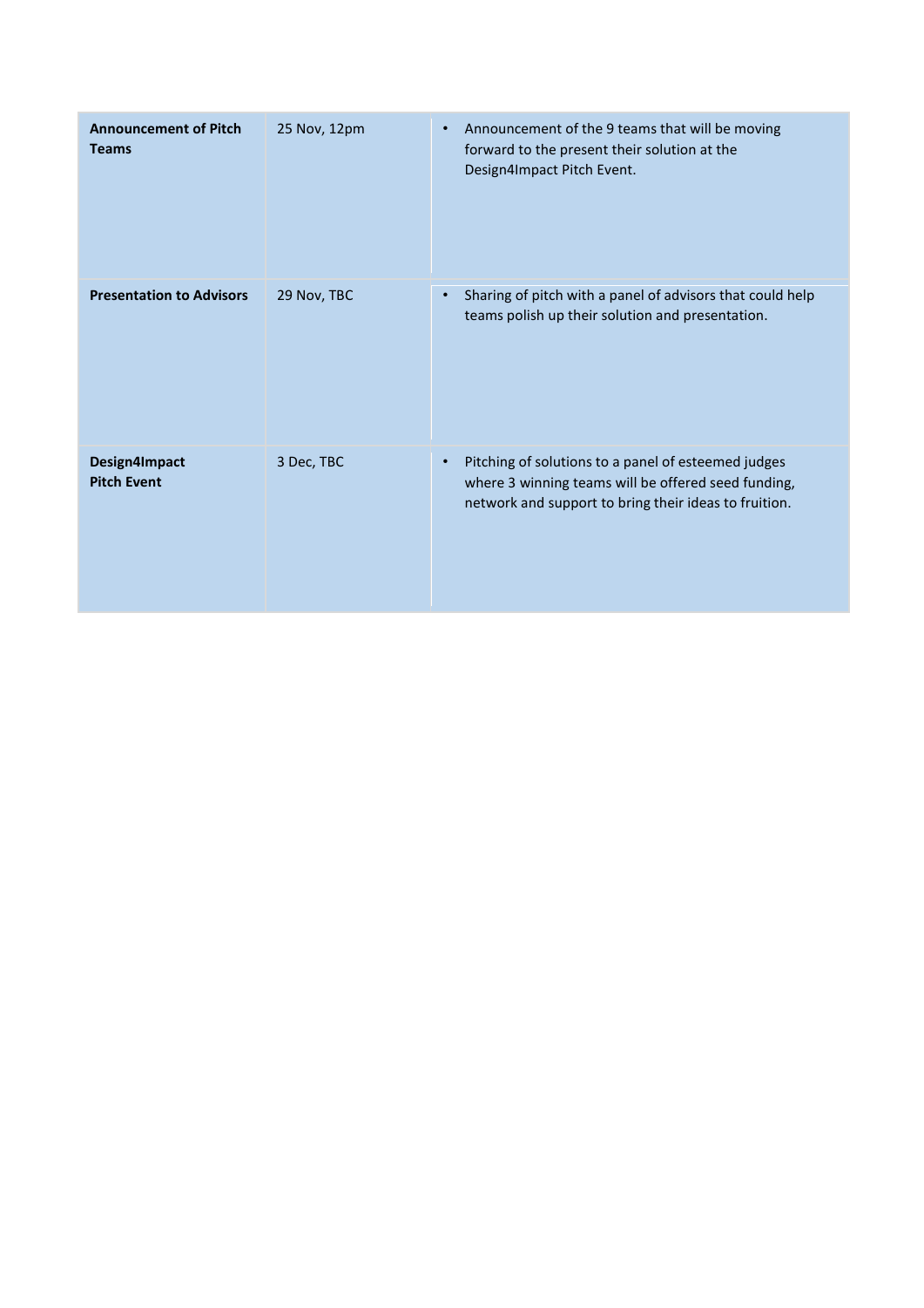| | | |
|---|---|---|
| **Announcement of Pitch Teams** | 25 Nov, 12pm | • Announcement of the 9 teams that will be moving forward to the present their solution at the Design4Impact Pitch Event. |
| **Presentation to Advisors** | 29 Nov, TBC | • Sharing of pitch with a panel of advisors that could help teams polish up their solution and presentation. |
| **Design4Impact Pitch Event** | 3 Dec, TBC | • Pitching of solutions to a panel of esteemed judges where 3 winning teams will be offered seed funding, network and support to bring their ideas to fruition. |